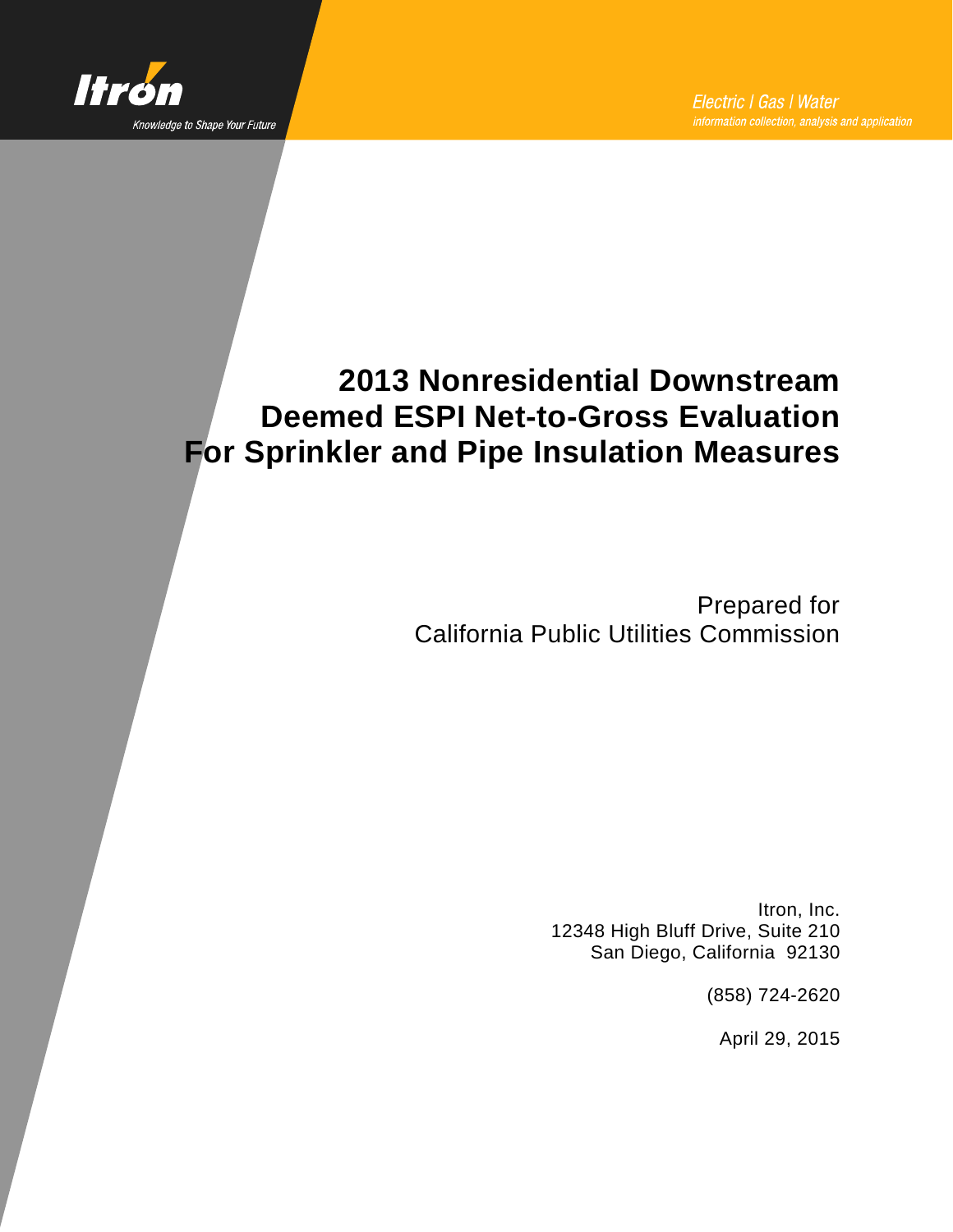Itron

Knowledge to Shape Your Future

*Electric | Gas | Water*

*information collection, analysis and application*

# 2013 Nonresidential Downstream Deemed ESPI Net-to-Gross Evaluation For Sprinkler and Pipe Insulation Measures

Prepared for
California Public Utilities Commission

Itron, Inc.
12348 High Bluff Drive, Suite 210
San Diego, California 92130

(858) 724-2620

April 29, 2015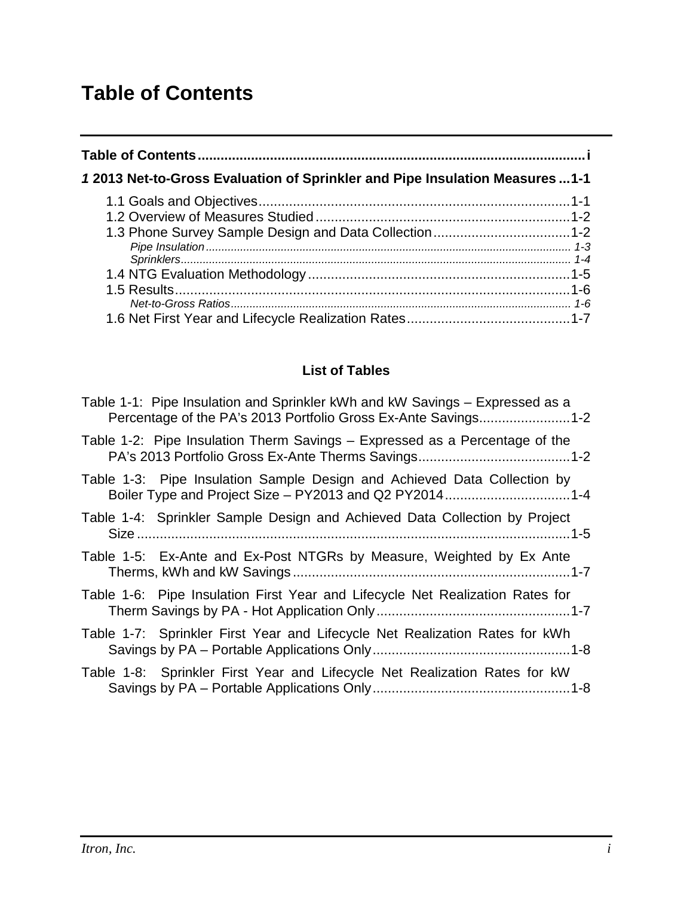# Table of Contents

**Table of Contents** .......................................................................................................... **i**

***1* 2013 Net-to-Gross Evaluation of Sprinkler and Pipe Insulation Measures ... 1-1**

- 1.1 Goals and Objectives ............................................................................ 1-1
- 1.2 Overview of Measures Studied .............................................................. 1-2
- 1.3 Phone Survey Sample Design and Data Collection .................................. 1-2
  - *Pipe Insulation* ........................................................................................ *1-3*
  - *Sprinklers* ................................................................................................ *1-4*
- 1.4 NTG Evaluation Methodology ................................................................ 1-5
- 1.5 Results .................................................................................................. 1-6
  - *Net-to-Gross Ratios* ................................................................................. *1-6*
- 1.6 Net First Year and Lifecycle Realization Rates ......................................... 1-7

### List of Tables

Table 1-1: Pipe Insulation and Sprinkler kWh and kW Savings – Expressed as a Percentage of the PA's 2013 Portfolio Gross Ex-Ante Savings ........................ 1-2

Table 1-2: Pipe Insulation Therm Savings – Expressed as a Percentage of the PA's 2013 Portfolio Gross Ex-Ante Therms Savings ........................................ 1-2

Table 1-3: Pipe Insulation Sample Design and Achieved Data Collection by Boiler Type and Project Size – PY2013 and Q2 PY2014 ................................. 1-4

Table 1-4: Sprinkler Sample Design and Achieved Data Collection by Project Size ............................................................................................................ 1-5

Table 1-5: Ex-Ante and Ex-Post NTGRs by Measure, Weighted by Ex Ante Therms, kWh and kW Savings ......................................................................... 1-7

Table 1-6: Pipe Insulation First Year and Lifecycle Net Realization Rates for Therm Savings by PA - Hot Application Only .................................................. 1-7

Table 1-7: Sprinkler First Year and Lifecycle Net Realization Rates for kWh Savings by PA – Portable Applications Only .................................................... 1-8

Table 1-8: Sprinkler First Year and Lifecycle Net Realization Rates for kW Savings by PA – Portable Applications Only .................................................... 1-8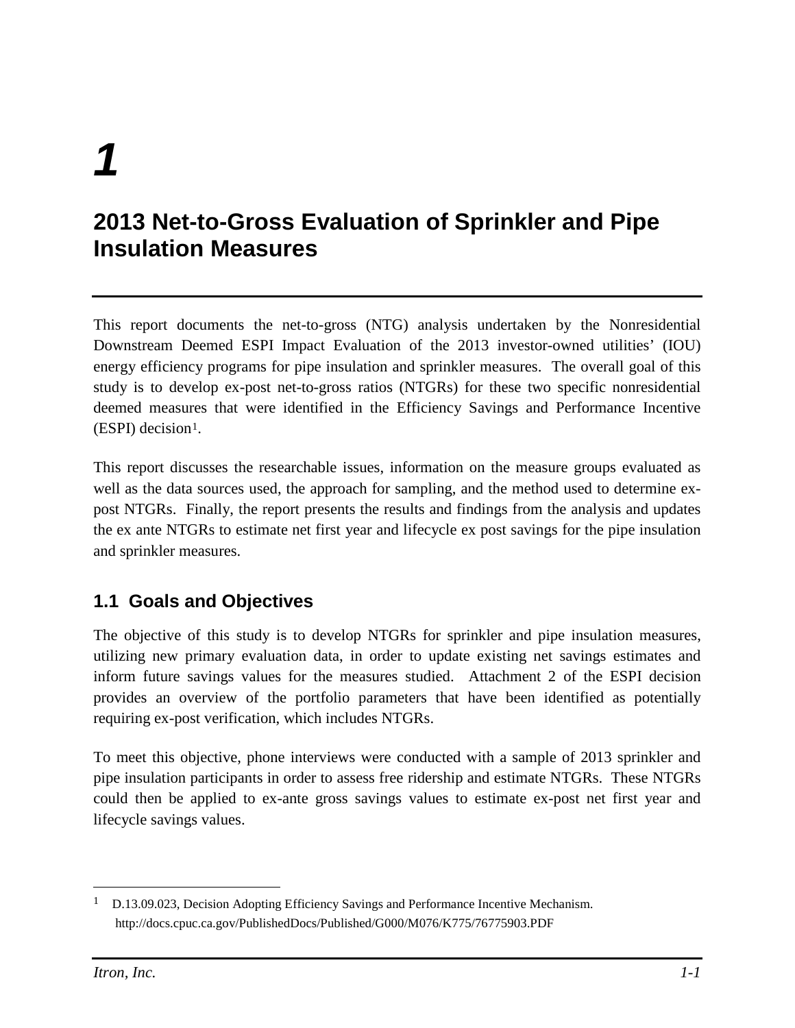# 1

# 2013 Net-to-Gross Evaluation of Sprinkler and Pipe Insulation Measures

This report documents the net-to-gross (NTG) analysis undertaken by the Nonresidential Downstream Deemed ESPI Impact Evaluation of the 2013 investor-owned utilities' (IOU) energy efficiency programs for pipe insulation and sprinkler measures. The overall goal of this study is to develop ex-post net-to-gross ratios (NTGRs) for these two specific nonresidential deemed measures that were identified in the Efficiency Savings and Performance Incentive (ESPI) decision[1].

This report discusses the researchable issues, information on the measure groups evaluated as well as the data sources used, the approach for sampling, and the method used to determine ex-post NTGRs. Finally, the report presents the results and findings from the analysis and updates the ex ante NTGRs to estimate net first year and lifecycle ex post savings for the pipe insulation and sprinkler measures.

## 1.1 Goals and Objectives

The objective of this study is to develop NTGRs for sprinkler and pipe insulation measures, utilizing new primary evaluation data, in order to update existing net savings estimates and inform future savings values for the measures studied. Attachment 2 of the ESPI decision provides an overview of the portfolio parameters that have been identified as potentially requiring ex-post verification, which includes NTGRs.

To meet this objective, phone interviews were conducted with a sample of 2013 sprinkler and pipe insulation participants in order to assess free ridership and estimate NTGRs. These NTGRs could then be applied to ex-ante gross savings values to estimate ex-post net first year and lifecycle savings values.

---

[1] D.13.09.023, Decision Adopting Efficiency Savings and Performance Incentive Mechanism. http://docs.cpuc.ca.gov/PublishedDocs/Published/G000/M076/K775/76775903.PDF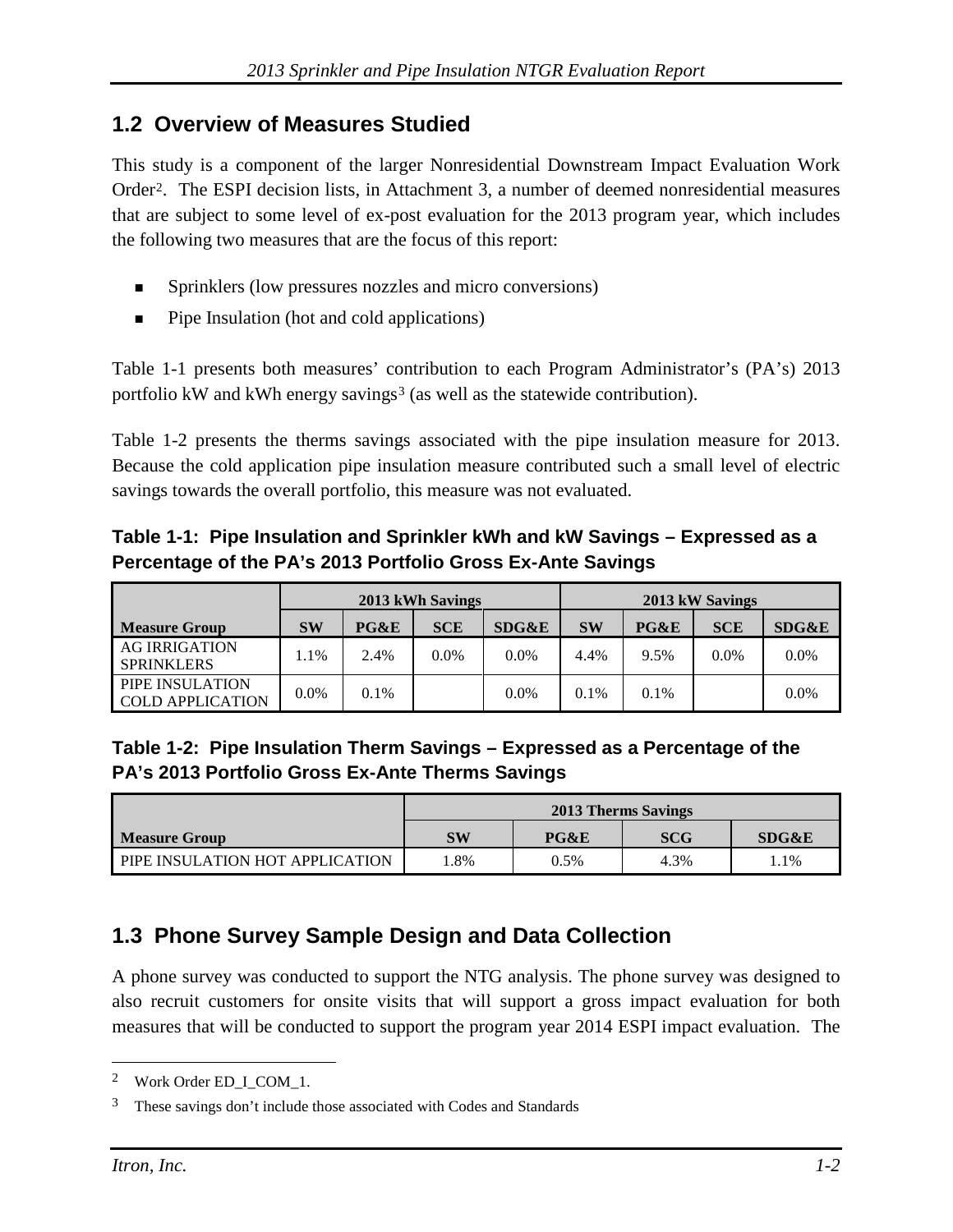## 1.2 Overview of Measures Studied

This study is a component of the larger Nonresidential Downstream Impact Evaluation Work Order[2]. The ESPI decision lists, in Attachment 3, a number of deemed nonresidential measures that are subject to some level of ex-post evaluation for the 2013 program year, which includes the following two measures that are the focus of this report:

- Sprinklers (low pressures nozzles and micro conversions)
- Pipe Insulation (hot and cold applications)

Table 1-1 presents both measures' contribution to each Program Administrator's (PA's) 2013 portfolio kW and kWh energy savings[3] (as well as the statewide contribution).

Table 1-2 presents the therms savings associated with the pipe insulation measure for 2013. Because the cold application pipe insulation measure contributed such a small level of electric savings towards the overall portfolio, this measure was not evaluated.

**Table 1-1: Pipe Insulation and Sprinkler kWh and kW Savings – Expressed as a Percentage of the PA's 2013 Portfolio Gross Ex-Ante Savings**

| | 2013 kWh Savings | | | | 2013 kW Savings | | | |
|---|---|---|---|---|---|---|---|---|
| **Measure Group** | **SW** | **PG&E** | **SCE** | **SDG&E** | **SW** | **PG&E** | **SCE** | **SDG&E** |
| AG IRRIGATION SPRINKLERS | 1.1% | 2.4% | 0.0% | 0.0% | 4.4% | 9.5% | 0.0% | 0.0% |
| PIPE INSULATION COLD APPLICATION | 0.0% | 0.1% | | 0.0% | 0.1% | 0.1% | | 0.0% |

**Table 1-2: Pipe Insulation Therm Savings – Expressed as a Percentage of the PA's 2013 Portfolio Gross Ex-Ante Therms Savings**

| | 2013 Therms Savings | | | |
|---|---|---|---|---|
| **Measure Group** | **SW** | **PG&E** | **SCG** | **SDG&E** |
| PIPE INSULATION HOT APPLICATION | 1.8% | 0.5% | 4.3% | 1.1% |

## 1.3 Phone Survey Sample Design and Data Collection

A phone survey was conducted to support the NTG analysis. The phone survey was designed to also recruit customers for onsite visits that will support a gross impact evaluation for both measures that will be conducted to support the program year 2014 ESPI impact evaluation. The

[2] Work Order ED_I_COM_1.

[3] These savings don't include those associated with Codes and Standards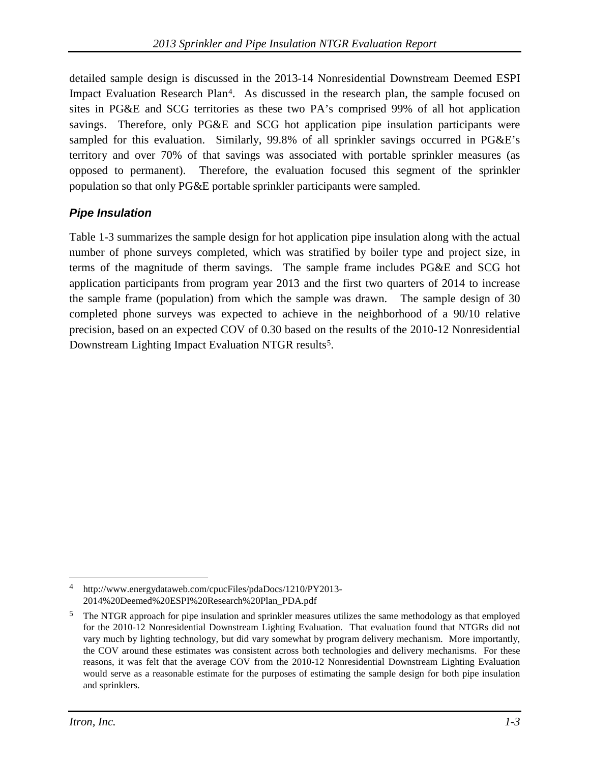detailed sample design is discussed in the 2013-14 Nonresidential Downstream Deemed ESPI Impact Evaluation Research Plan[4]. As discussed in the research plan, the sample focused on sites in PG&E and SCG territories as these two PA's comprised 99% of all hot application savings. Therefore, only PG&E and SCG hot application pipe insulation participants were sampled for this evaluation. Similarly, 99.8% of all sprinkler savings occurred in PG&E's territory and over 70% of that savings was associated with portable sprinkler measures (as opposed to permanent). Therefore, the evaluation focused this segment of the sprinkler population so that only PG&E portable sprinkler participants were sampled.

### *Pipe Insulation*

Table 1-3 summarizes the sample design for hot application pipe insulation along with the actual number of phone surveys completed, which was stratified by boiler type and project size, in terms of the magnitude of therm savings. The sample frame includes PG&E and SCG hot application participants from program year 2013 and the first two quarters of 2014 to increase the sample frame (population) from which the sample was drawn. The sample design of 30 completed phone surveys was expected to achieve in the neighborhood of a 90/10 relative precision, based on an expected COV of 0.30 based on the results of the 2010-12 Nonresidential Downstream Lighting Impact Evaluation NTGR results[5].

---

[4] http://www.energydataweb.com/cpucFiles/pdaDocs/1210/PY2013-2014%20Deemed%20ESPI%20Research%20Plan_PDA.pdf

[5] The NTGR approach for pipe insulation and sprinkler measures utilizes the same methodology as that employed for the 2010-12 Nonresidential Downstream Lighting Evaluation. That evaluation found that NTGRs did not vary much by lighting technology, but did vary somewhat by program delivery mechanism. More importantly, the COV around these estimates was consistent across both technologies and delivery mechanisms. For these reasons, it was felt that the average COV from the 2010-12 Nonresidential Downstream Lighting Evaluation would serve as a reasonable estimate for the purposes of estimating the sample design for both pipe insulation and sprinklers.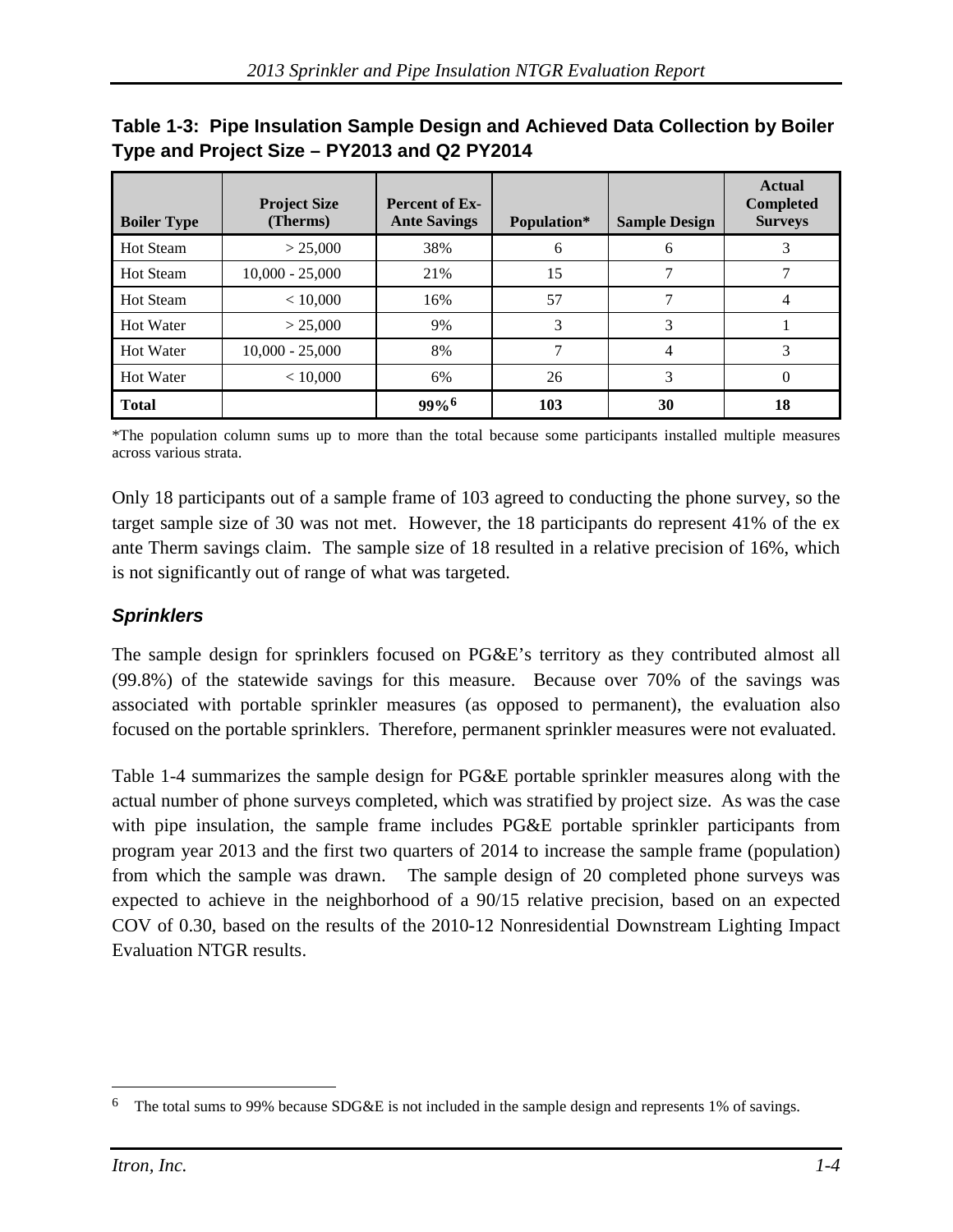**Table 1-3: Pipe Insulation Sample Design and Achieved Data Collection by Boiler Type and Project Size – PY2013 and Q2 PY2014**

| Boiler Type | Project Size (Therms) | Percent of Ex-Ante Savings | Population* | Sample Design | Actual Completed Surveys |
|---|---|---|---|---|---|
| Hot Steam | > 25,000 | 38% | 6 | 6 | 3 |
| Hot Steam | 10,000 - 25,000 | 21% | 15 | 7 | 7 |
| Hot Steam | < 10,000 | 16% | 57 | 7 | 4 |
| Hot Water | > 25,000 | 9% | 3 | 3 | 1 |
| Hot Water | 10,000 - 25,000 | 8% | 7 | 4 | 3 |
| Hot Water | < 10,000 | 6% | 26 | 3 | 0 |
| **Total** | | **99%[6]** | **103** | **30** | **18** |

*The population column sums up to more than the total because some participants installed multiple measures across various strata.

Only 18 participants out of a sample frame of 103 agreed to conducting the phone survey, so the target sample size of 30 was not met. However, the 18 participants do represent 41% of the ex ante Therm savings claim. The sample size of 18 resulted in a relative precision of 16%, which is not significantly out of range of what was targeted.

### *Sprinklers*

The sample design for sprinklers focused on PG&E's territory as they contributed almost all (99.8%) of the statewide savings for this measure. Because over 70% of the savings was associated with portable sprinkler measures (as opposed to permanent), the evaluation also focused on the portable sprinklers. Therefore, permanent sprinkler measures were not evaluated.

Table 1-4 summarizes the sample design for PG&E portable sprinkler measures along with the actual number of phone surveys completed, which was stratified by project size. As was the case with pipe insulation, the sample frame includes PG&E portable sprinkler participants from program year 2013 and the first two quarters of 2014 to increase the sample frame (population) from which the sample was drawn. The sample design of 20 completed phone surveys was expected to achieve in the neighborhood of a 90/15 relative precision, based on an expected COV of 0.30, based on the results of the 2010-12 Nonresidential Downstream Lighting Impact Evaluation NTGR results.

---

[6] The total sums to 99% because SDG&E is not included in the sample design and represents 1% of savings.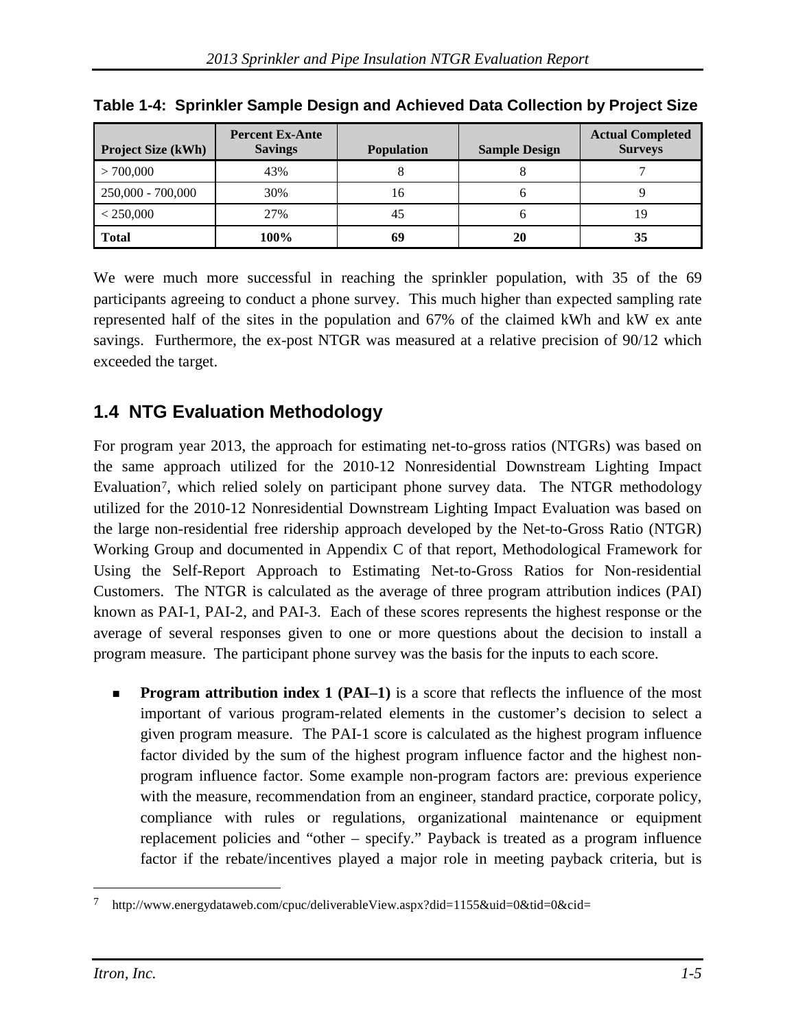**Table 1-4: Sprinkler Sample Design and Achieved Data Collection by Project Size**

| Project Size (kWh) | Percent Ex-Ante Savings | Population | Sample Design | Actual Completed Surveys |
|---|---|---|---|---|
| > 700,000 | 43% | 8 | 8 | 7 |
| 250,000 - 700,000 | 30% | 16 | 6 | 9 |
| < 250,000 | 27% | 45 | 6 | 19 |
| **Total** | **100%** | **69** | **20** | **35** |

We were much more successful in reaching the sprinkler population, with 35 of the 69 participants agreeing to conduct a phone survey. This much higher than expected sampling rate represented half of the sites in the population and 67% of the claimed kWh and kW ex ante savings. Furthermore, the ex-post NTGR was measured at a relative precision of 90/12 which exceeded the target.

## 1.4 NTG Evaluation Methodology

For program year 2013, the approach for estimating net-to-gross ratios (NTGRs) was based on the same approach utilized for the 2010-12 Nonresidential Downstream Lighting Impact Evaluation[7], which relied solely on participant phone survey data. The NTGR methodology utilized for the 2010-12 Nonresidential Downstream Lighting Impact Evaluation was based on the large non-residential free ridership approach developed by the Net-to-Gross Ratio (NTGR) Working Group and documented in Appendix C of that report, Methodological Framework for Using the Self-Report Approach to Estimating Net-to-Gross Ratios for Non-residential Customers. The NTGR is calculated as the average of three program attribution indices (PAI) known as PAI-1, PAI-2, and PAI-3. Each of these scores represents the highest response or the average of several responses given to one or more questions about the decision to install a program measure. The participant phone survey was the basis for the inputs to each score.

- **Program attribution index 1 (PAI–1)** is a score that reflects the influence of the most important of various program-related elements in the customer's decision to select a given program measure. The PAI-1 score is calculated as the highest program influence factor divided by the sum of the highest program influence factor and the highest non-program influence factor. Some example non-program factors are: previous experience with the measure, recommendation from an engineer, standard practice, corporate policy, compliance with rules or regulations, organizational maintenance or equipment replacement policies and "other – specify." Payback is treated as a program influence factor if the rebate/incentives played a major role in meeting payback criteria, but is

[7] http://www.energydataweb.com/cpuc/deliverableView.aspx?did=1155&uid=0&tid=0&cid=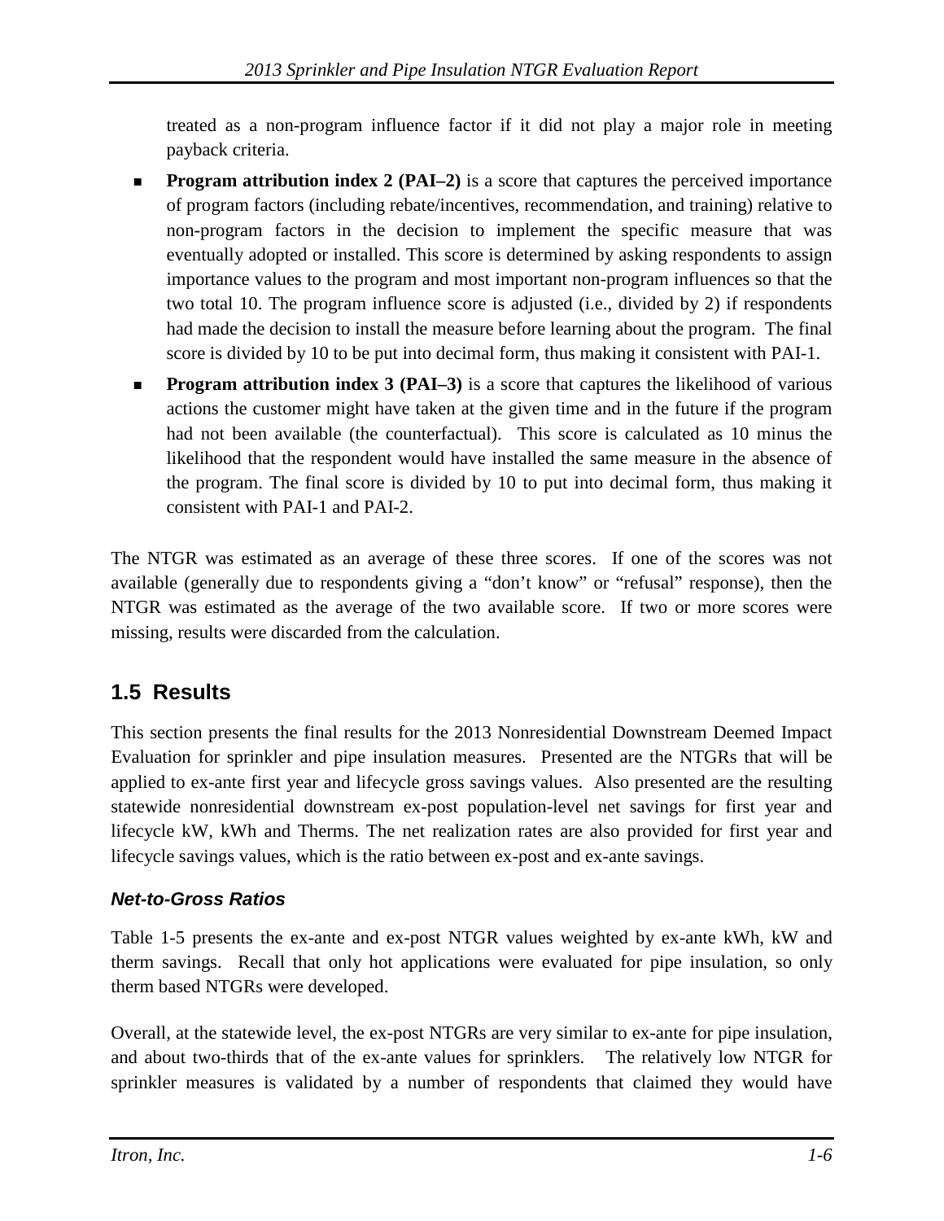treated as a non-program influence factor if it did not play a major role in meeting payback criteria.

- **Program attribution index 2 (PAI–2)** is a score that captures the perceived importance of program factors (including rebate/incentives, recommendation, and training) relative to non-program factors in the decision to implement the specific measure that was eventually adopted or installed. This score is determined by asking respondents to assign importance values to the program and most important non-program influences so that the two total 10. The program influence score is adjusted (i.e., divided by 2) if respondents had made the decision to install the measure before learning about the program. The final score is divided by 10 to be put into decimal form, thus making it consistent with PAI-1.
- **Program attribution index 3 (PAI–3)** is a score that captures the likelihood of various actions the customer might have taken at the given time and in the future if the program had not been available (the counterfactual). This score is calculated as 10 minus the likelihood that the respondent would have installed the same measure in the absence of the program. The final score is divided by 10 to put into decimal form, thus making it consistent with PAI-1 and PAI-2.

The NTGR was estimated as an average of these three scores. If one of the scores was not available (generally due to respondents giving a "don't know" or "refusal" response), then the NTGR was estimated as the average of the two available score. If two or more scores were missing, results were discarded from the calculation.

## 1.5 Results

This section presents the final results for the 2013 Nonresidential Downstream Deemed Impact Evaluation for sprinkler and pipe insulation measures. Presented are the NTGRs that will be applied to ex-ante first year and lifecycle gross savings values. Also presented are the resulting statewide nonresidential downstream ex-post population-level net savings for first year and lifecycle kW, kWh and Therms. The net realization rates are also provided for first year and lifecycle savings values, which is the ratio between ex-post and ex-ante savings.

### *Net-to-Gross Ratios*

Table 1-5 presents the ex-ante and ex-post NTGR values weighted by ex-ante kWh, kW and therm savings. Recall that only hot applications were evaluated for pipe insulation, so only therm based NTGRs were developed.

Overall, at the statewide level, the ex-post NTGRs are very similar to ex-ante for pipe insulation, and about two-thirds that of the ex-ante values for sprinklers. The relatively low NTGR for sprinkler measures is validated by a number of respondents that claimed they would have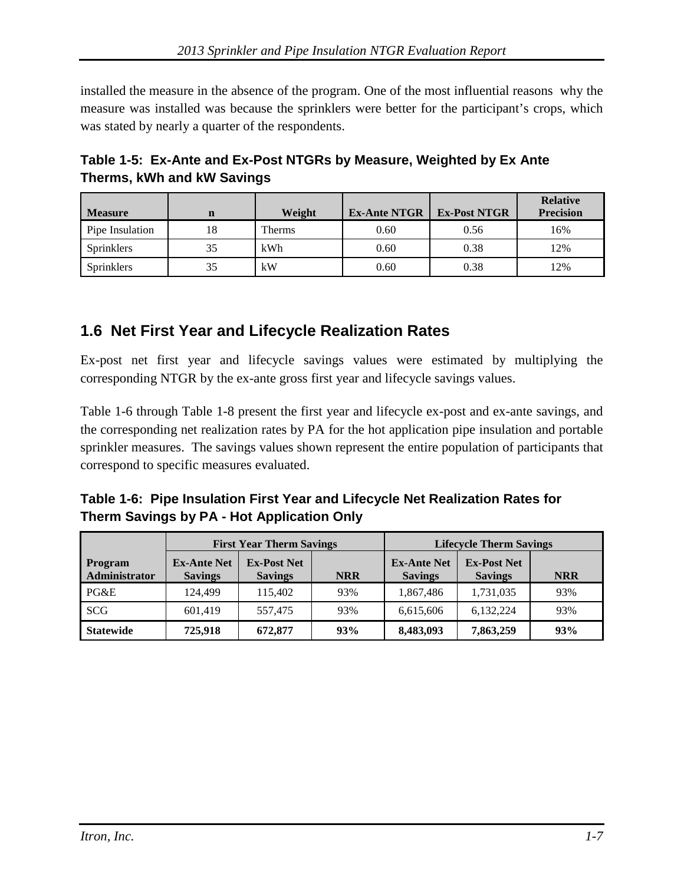installed the measure in the absence of the program. One of the most influential reasons why the measure was installed was because the sprinklers were better for the participant's crops, which was stated by nearly a quarter of the respondents.

**Table 1-5: Ex-Ante and Ex-Post NTGRs by Measure, Weighted by Ex Ante Therms, kWh and kW Savings**

| Measure | n | Weight | Ex-Ante NTGR | Ex-Post NTGR | Relative Precision |
|---|---|---|---|---|---|
| Pipe Insulation | 18 | Therms | 0.60 | 0.56 | 16% |
| Sprinklers | 35 | kWh | 0.60 | 0.38 | 12% |
| Sprinklers | 35 | kW | 0.60 | 0.38 | 12% |

## 1.6 Net First Year and Lifecycle Realization Rates

Ex-post net first year and lifecycle savings values were estimated by multiplying the corresponding NTGR by the ex-ante gross first year and lifecycle savings values.

Table 1-6 through Table 1-8 present the first year and lifecycle ex-post and ex-ante savings, and the corresponding net realization rates by PA for the hot application pipe insulation and portable sprinkler measures. The savings values shown represent the entire population of participants that correspond to specific measures evaluated.

**Table 1-6: Pipe Insulation First Year and Lifecycle Net Realization Rates for Therm Savings by PA - Hot Application Only**

| | First Year Therm Savings | | | Lifecycle Therm Savings | | |
|---|---|---|---|---|---|---|
| Program Administrator | Ex-Ante Net Savings | Ex-Post Net Savings | NRR | Ex-Ante Net Savings | Ex-Post Net Savings | NRR |
| PG&E | 124,499 | 115,402 | 93% | 1,867,486 | 1,731,035 | 93% |
| SCG | 601,419 | 557,475 | 93% | 6,615,606 | 6,132,224 | 93% |
| **Statewide** | **725,918** | **672,877** | **93%** | **8,483,093** | **7,863,259** | **93%** |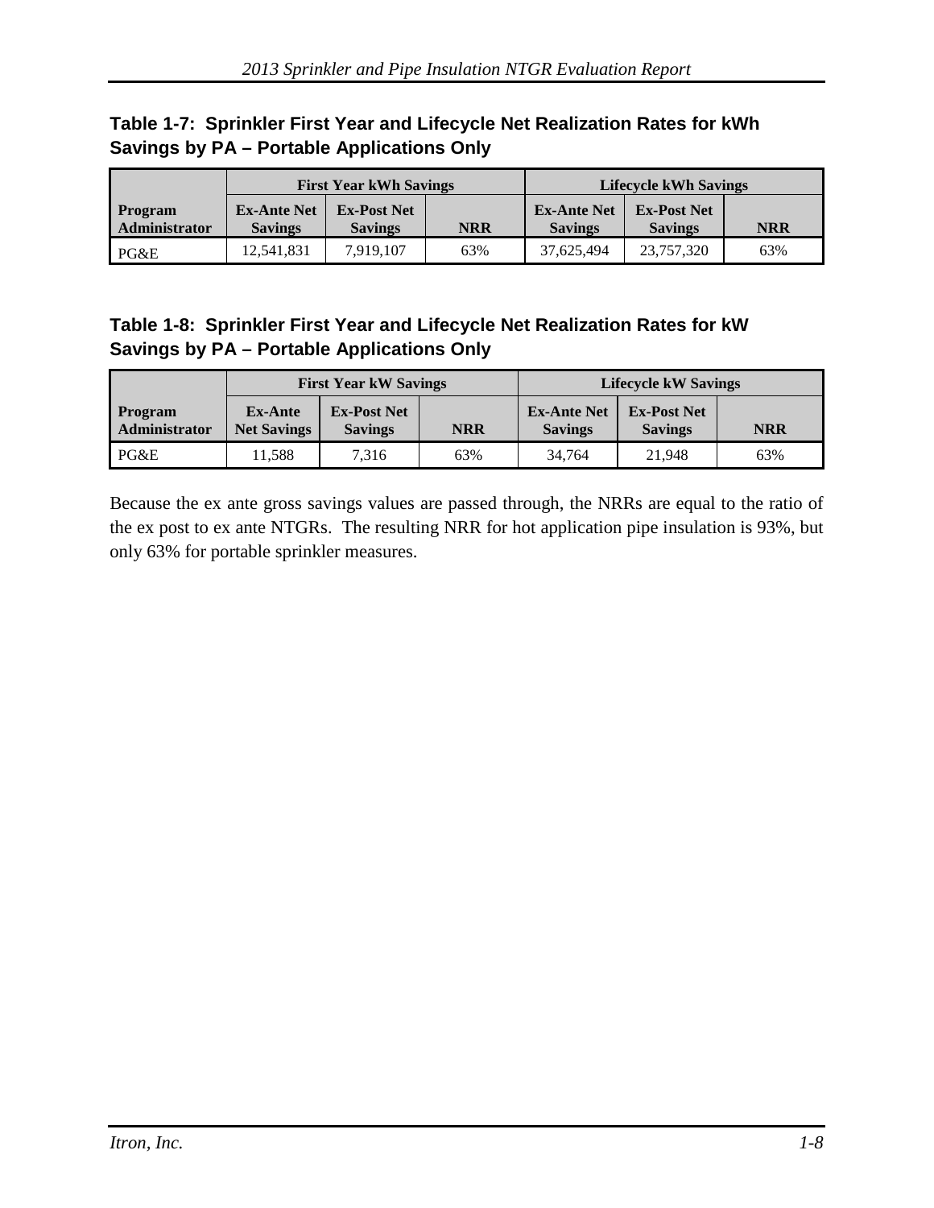**Table 1-7: Sprinkler First Year and Lifecycle Net Realization Rates for kWh Savings by PA – Portable Applications Only**

| Program Administrator | First Year kWh Savings | | | Lifecycle kWh Savings | | |
|---|---|---|---|---|---|---|
| | Ex-Ante Net Savings | Ex-Post Net Savings | NRR | Ex-Ante Net Savings | Ex-Post Net Savings | NRR |
| PG&E | 12,541,831 | 7,919,107 | 63% | 37,625,494 | 23,757,320 | 63% |

**Table 1-8: Sprinkler First Year and Lifecycle Net Realization Rates for kW Savings by PA – Portable Applications Only**

| Program Administrator | First Year kW Savings | | | Lifecycle kW Savings | | |
|---|---|---|---|---|---|---|
| | Ex-Ante Net Savings | Ex-Post Net Savings | NRR | Ex-Ante Net Savings | Ex-Post Net Savings | NRR |
| PG&E | 11,588 | 7,316 | 63% | 34,764 | 21,948 | 63% |

Because the ex ante gross savings values are passed through, the NRRs are equal to the ratio of the ex post to ex ante NTGRs. The resulting NRR for hot application pipe insulation is 93%, but only 63% for portable sprinkler measures.